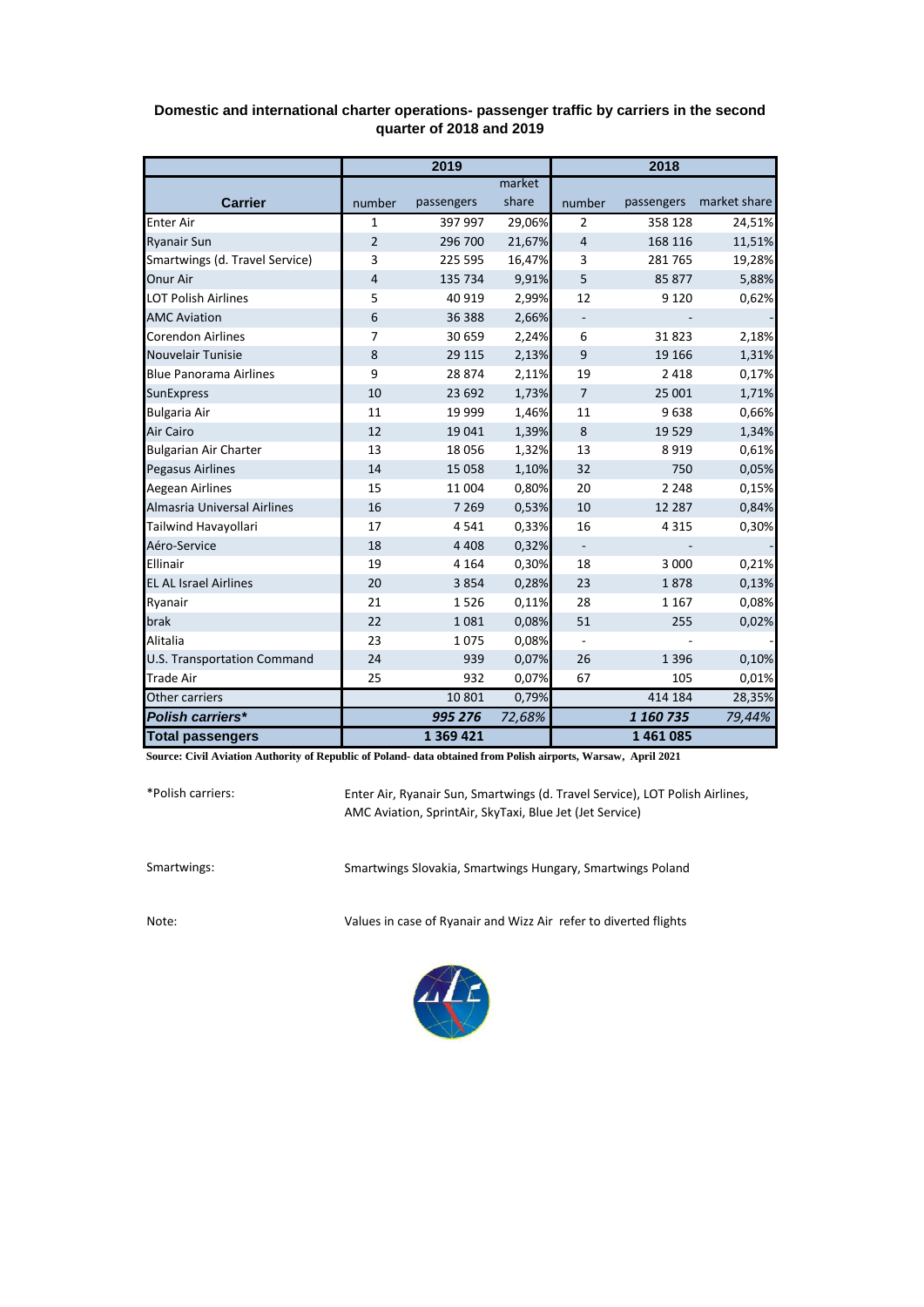### Domestic and international charter operations- passenger traffic by carriers in the second quarter of 2018 and 2019

| Carrier | 2019 | | | 2018 | | |
|---|---|---|---|---|---|---|
| | number | passengers | market share | number | passengers | market share |
| Enter Air | 1 | 397 997 | 29,06% | 2 | 358 128 | 24,51% |
| Ryanair Sun | 2 | 296 700 | 21,67% | 4 | 168 116 | 11,51% |
| Smartwings (d. Travel Service) | 3 | 225 595 | 16,47% | 3 | 281 765 | 19,28% |
| Onur Air | 4 | 135 734 | 9,91% | 5 | 85 877 | 5,88% |
| LOT Polish Airlines | 5 | 40 919 | 2,99% | 12 | 9 120 | 0,62% |
| AMC Aviation | 6 | 36 388 | 2,66% | - | - | - |
| Corendon Airlines | 7 | 30 659 | 2,24% | 6 | 31 823 | 2,18% |
| Nouvelair Tunisie | 8 | 29 115 | 2,13% | 9 | 19 166 | 1,31% |
| Blue Panorama Airlines | 9 | 28 874 | 2,11% | 19 | 2 418 | 0,17% |
| SunExpress | 10 | 23 692 | 1,73% | 7 | 25 001 | 1,71% |
| Bulgaria Air | 11 | 19 999 | 1,46% | 11 | 9 638 | 0,66% |
| Air Cairo | 12 | 19 041 | 1,39% | 8 | 19 529 | 1,34% |
| Bulgarian Air Charter | 13 | 18 056 | 1,32% | 13 | 8 919 | 0,61% |
| Pegasus Airlines | 14 | 15 058 | 1,10% | 32 | 750 | 0,05% |
| Aegean Airlines | 15 | 11 004 | 0,80% | 20 | 2 248 | 0,15% |
| Almasria Universal Airlines | 16 | 7 269 | 0,53% | 10 | 12 287 | 0,84% |
| Tailwind Havayollari | 17 | 4 541 | 0,33% | 16 | 4 315 | 0,30% |
| Aéro-Service | 18 | 4 408 | 0,32% | - | - | - |
| Ellinair | 19 | 4 164 | 0,30% | 18 | 3 000 | 0,21% |
| EL AL Israel Airlines | 20 | 3 854 | 0,28% | 23 | 1 878 | 0,13% |
| Ryanair | 21 | 1 526 | 0,11% | 28 | 1 167 | 0,08% |
| brak | 22 | 1 081 | 0,08% | 51 | 255 | 0,02% |
| Alitalia | 23 | 1 075 | 0,08% | - | - | - |
| U.S. Transportation Command | 24 | 939 | 0,07% | 26 | 1 396 | 0,10% |
| Trade Air | 25 | 932 | 0,07% | 67 | 105 | 0,01% |
| Other carriers | | 10 801 | 0,79% | | 414 184 | 28,35% |
| ***Polish carriers**** | | ***995 276*** | *72,68%* | | ***1 160 735*** | *79,44%* |
| **Total passengers** | | **1 369 421** | | | **1 461 085** | |

**Source: Civil Aviation Authority of Republic of Poland- data obtained from Polish airports, Warsaw, April 2021**

*Polish carriers: Enter Air, Ryanair Sun, Smartwings (d. Travel Service), LOT Polish Airlines, AMC Aviation, SprintAir, SkyTaxi, Blue Jet (Jet Service)

Smartwings: Smartwings Slovakia, Smartwings Hungary, Smartwings Poland

Note: Values in case of Ryanair and Wizz Air refer to diverted flights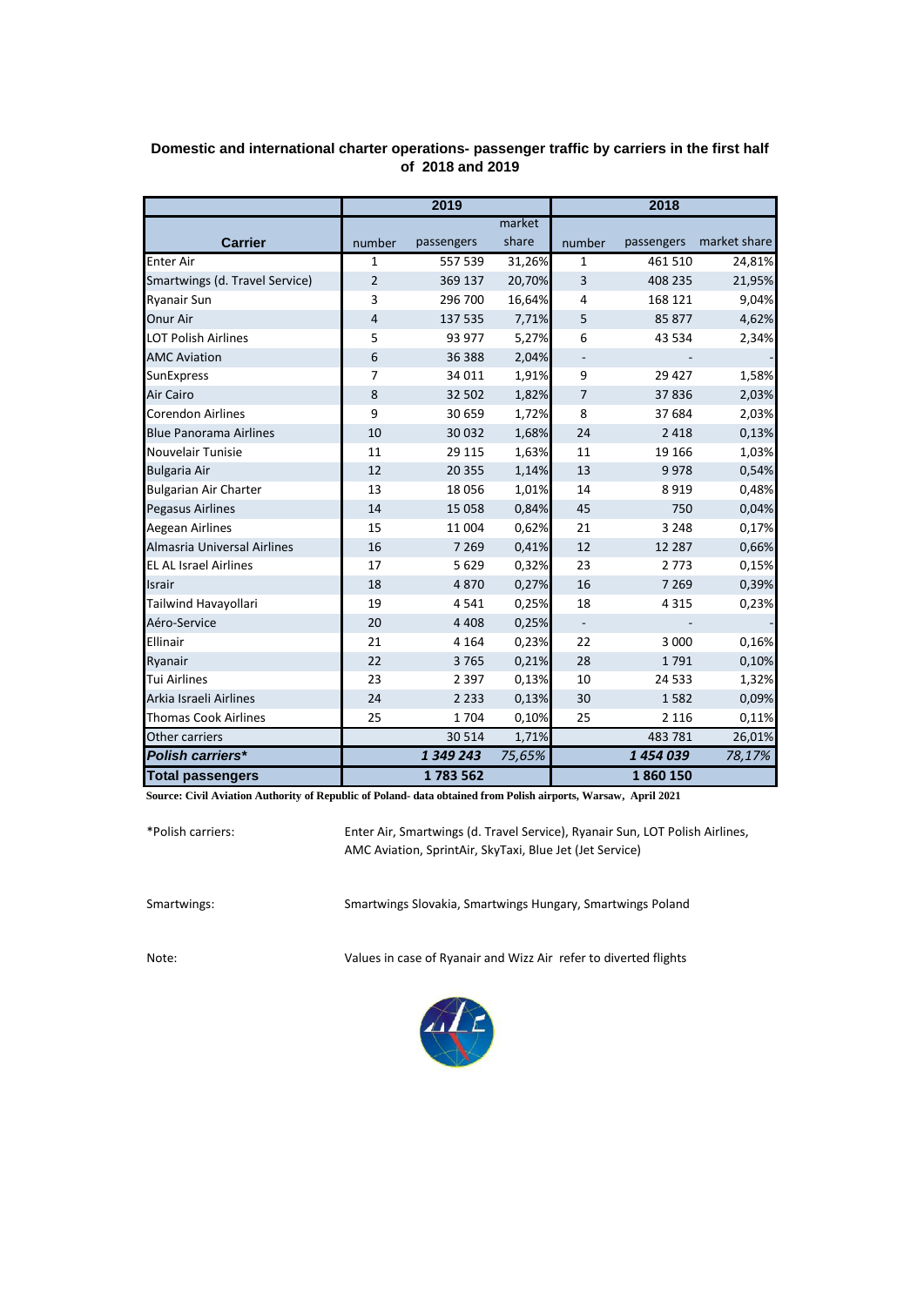**Domestic and international charter operations- passenger traffic by carriers in the first half of 2018 and 2019**

| | 2019 | | | 2018 | | |
|---|---|---|---|---|---|---|
| **Carrier** | number | passengers | market share | number | passengers | market share |
| Enter Air | 1 | 557 539 | 31,26% | 1 | 461 510 | 24,81% |
| Smartwings (d. Travel Service) | 2 | 369 137 | 20,70% | 3 | 408 235 | 21,95% |
| Ryanair Sun | 3 | 296 700 | 16,64% | 4 | 168 121 | 9,04% |
| Onur Air | 4 | 137 535 | 7,71% | 5 | 85 877 | 4,62% |
| LOT Polish Airlines | 5 | 93 977 | 5,27% | 6 | 43 534 | 2,34% |
| AMC Aviation | 6 | 36 388 | 2,04% | - | - | - |
| SunExpress | 7 | 34 011 | 1,91% | 9 | 29 427 | 1,58% |
| Air Cairo | 8 | 32 502 | 1,82% | 7 | 37 836 | 2,03% |
| Corendon Airlines | 9 | 30 659 | 1,72% | 8 | 37 684 | 2,03% |
| Blue Panorama Airlines | 10 | 30 032 | 1,68% | 24 | 2 418 | 0,13% |
| Nouvelair Tunisie | 11 | 29 115 | 1,63% | 11 | 19 166 | 1,03% |
| Bulgaria Air | 12 | 20 355 | 1,14% | 13 | 9 978 | 0,54% |
| Bulgarian Air Charter | 13 | 18 056 | 1,01% | 14 | 8 919 | 0,48% |
| Pegasus Airlines | 14 | 15 058 | 0,84% | 45 | 750 | 0,04% |
| Aegean Airlines | 15 | 11 004 | 0,62% | 21 | 3 248 | 0,17% |
| Almasria Universal Airlines | 16 | 7 269 | 0,41% | 12 | 12 287 | 0,66% |
| EL AL Israel Airlines | 17 | 5 629 | 0,32% | 23 | 2 773 | 0,15% |
| Israir | 18 | 4 870 | 0,27% | 16 | 7 269 | 0,39% |
| Tailwind Havayollari | 19 | 4 541 | 0,25% | 18 | 4 315 | 0,23% |
| Aéro-Service | 20 | 4 408 | 0,25% | - | - | - |
| Ellinair | 21 | 4 164 | 0,23% | 22 | 3 000 | 0,16% |
| Ryanair | 22 | 3 765 | 0,21% | 28 | 1 791 | 0,10% |
| Tui Airlines | 23 | 2 397 | 0,13% | 10 | 24 533 | 1,32% |
| Arkia Israeli Airlines | 24 | 2 233 | 0,13% | 30 | 1 582 | 0,09% |
| Thomas Cook Airlines | 25 | 1 704 | 0,10% | 25 | 2 116 | 0,11% |
| Other carriers | | 30 514 | 1,71% | | 483 781 | 26,01% |
| ***Polish carriers**** | | ***1 349 243*** | *75,65%* | | ***1 454 039*** | *78,17%* |
| **Total passengers** | | **1 783 562** | | | **1 860 150** | |

**Source: Civil Aviation Authority of Republic of Poland- data obtained from Polish airports, Warsaw, April 2021**

*Polish carriers: Enter Air, Smartwings (d. Travel Service), Ryanair Sun, LOT Polish Airlines, AMC Aviation, SprintAir, SkyTaxi, Blue Jet (Jet Service)

Smartwings: Smartwings Slovakia, Smartwings Hungary, Smartwings Poland

Note: Values in case of Ryanair and Wizz Air refer to diverted flights